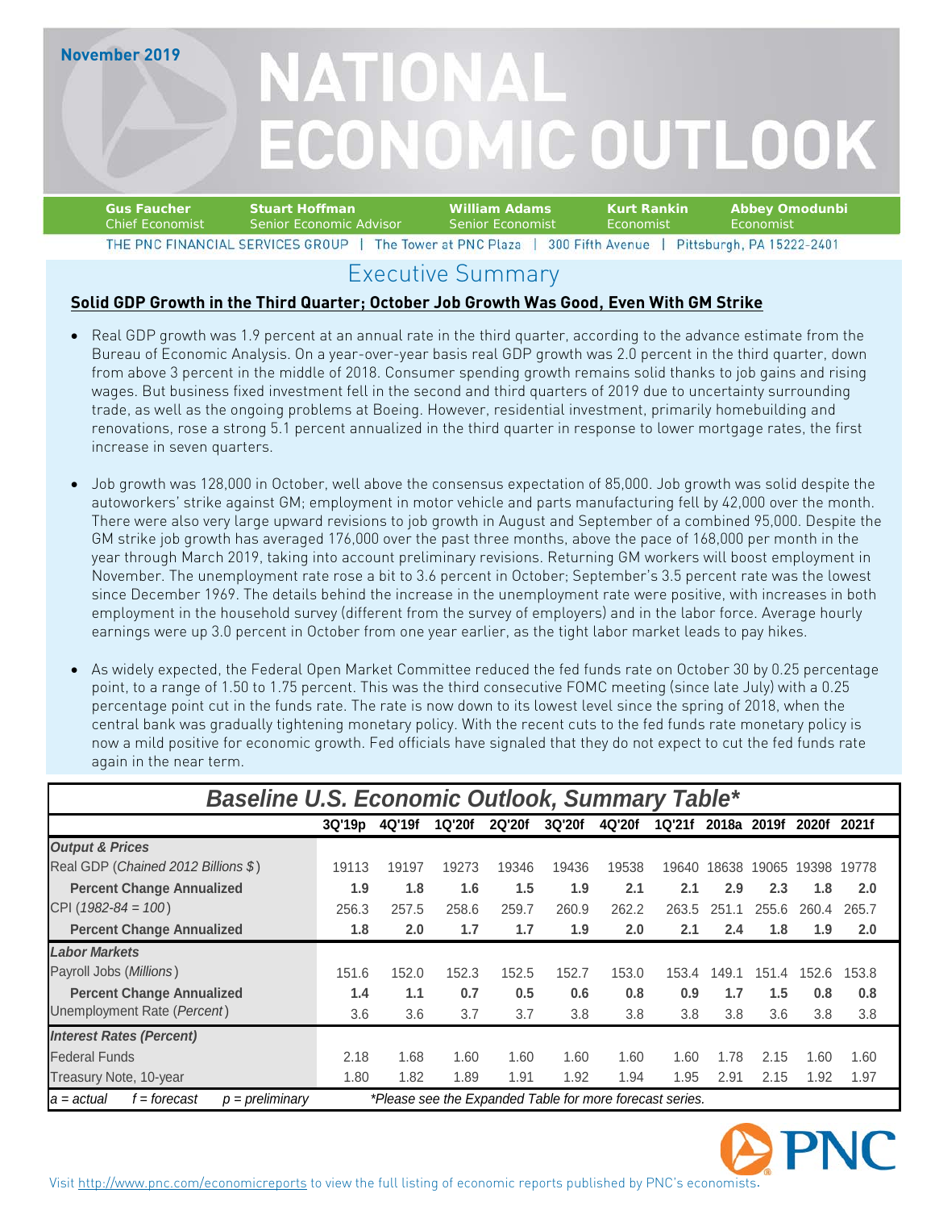November 2019

# NATIONAL ECONOMIC OUTLOOK

**Gus Faucher** Chief Economist | **Stuart Hoffman** Senior Economic Advisor | **William Adams** Senior Economist | **Kurt Rankin** Economist | **Abbey Omodunbi** Economist

THE PNC FINANCIAL SERVICES GROUP | The Tower at PNC Plaza | 300 Fifth Avenue | Pittsburgh, PA 15222-2401

## Executive Summary

**Solid GDP Growth in the Third Quarter; October Job Growth Was Good, Even With GM Strike**

- Real GDP growth was 1.9 percent at an annual rate in the third quarter, according to the advance estimate from the Bureau of Economic Analysis. On a year-over-year basis real GDP growth was 2.0 percent in the third quarter, down from above 3 percent in the middle of 2018. Consumer spending growth remains solid thanks to job gains and rising wages. But business fixed investment fell in the second and third quarters of 2019 due to uncertainty surrounding trade, as well as the ongoing problems at Boeing. However, residential investment, primarily homebuilding and renovations, rose a strong 5.1 percent annualized in the third quarter in response to lower mortgage rates, the first increase in seven quarters.

- Job growth was 128,000 in October, well above the consensus expectation of 85,000. Job growth was solid despite the autoworkers' strike against GM; employment in motor vehicle and parts manufacturing fell by 42,000 over the month. There were also very large upward revisions to job growth in August and September of a combined 95,000. Despite the GM strike job growth has averaged 176,000 over the past three months, above the pace of 168,000 per month in the year through March 2019, taking into account preliminary revisions. Returning GM workers will boost employment in November. The unemployment rate rose a bit to 3.6 percent in October; September's 3.5 percent rate was the lowest since December 1969. The details behind the increase in the unemployment rate were positive, with increases in both employment in the household survey (different from the survey of employers) and in the labor force. Average hourly earnings were up 3.0 percent in October from one year earlier, as the tight labor market leads to pay hikes.

- As widely expected, the Federal Open Market Committee reduced the fed funds rate on October 30 by 0.25 percentage point, to a range of 1.50 to 1.75 percent. This was the third consecutive FOMC meeting (since late July) with a 0.25 percentage point cut in the funds rate. The rate is now down to its lowest level since the spring of 2018, when the central bank was gradually tightening monetary policy. With the recent cuts to the fed funds rate monetary policy is now a mild positive for economic growth. Fed officials have signaled that they do not expect to cut the fed funds rate again in the near term.

### Baseline U.S. Economic Outlook, Summary Table*

| | 3Q'19p | 4Q'19f | 1Q'20f | 2Q'20f | 3Q'20f | 4Q'20f | 1Q'21f | 2018a | 2019f | 2020f | 2021f |
|---|---|---|---|---|---|---|---|---|---|---|---|
| ***Output & Prices*** | | | | | | | | | | | |
| Real GDP (*Chained 2012 Billions $*) | 19113 | 19197 | 19273 | 19346 | 19436 | 19538 | 19640 | 18638 | 19065 | 19398 | 19778 |
| **Percent Change Annualized** | **1.9** | **1.8** | **1.6** | **1.5** | **1.9** | **2.1** | **2.1** | **2.9** | **2.3** | **1.8** | **2.0** |
| CPI (*1982-84 = 100*) | 256.3 | 257.5 | 258.6 | 259.7 | 260.9 | 262.2 | 263.5 | 251.1 | 255.6 | 260.4 | 265.7 |
| **Percent Change Annualized** | **1.8** | **2.0** | **1.7** | **1.7** | **1.9** | **2.0** | **2.1** | **2.4** | **1.8** | **1.9** | **2.0** |
| ***Labor Markets*** | | | | | | | | | | | |
| Payroll Jobs (*Millions*) | 151.6 | 152.0 | 152.3 | 152.5 | 152.7 | 153.0 | 153.4 | 149.1 | 151.4 | 152.6 | 153.8 |
| **Percent Change Annualized** | **1.4** | **1.1** | **0.7** | **0.5** | **0.6** | **0.8** | **0.9** | **1.7** | **1.5** | **0.8** | **0.8** |
| Unemployment Rate (*Percent*) | 3.6 | 3.6 | 3.7 | 3.7 | 3.8 | 3.8 | 3.8 | 3.8 | 3.6 | 3.8 | 3.8 |
| ***Interest Rates (Percent)*** | | | | | | | | | | | |
| Federal Funds | 2.18 | 1.68 | 1.60 | 1.60 | 1.60 | 1.60 | 1.60 | 1.78 | 2.15 | 1.60 | 1.60 |
| Treasury Note, 10-year | 1.80 | 1.82 | 1.89 | 1.91 | 1.92 | 1.94 | 1.95 | 2.91 | 2.15 | 1.92 | 1.97 |

*a = actual   f = forecast   p = preliminary*   *\*Please see the Expanded Table for more forecast series.*

Visit http://www.pnc.com/economicreports to view the full listing of economic reports published by PNC's economists.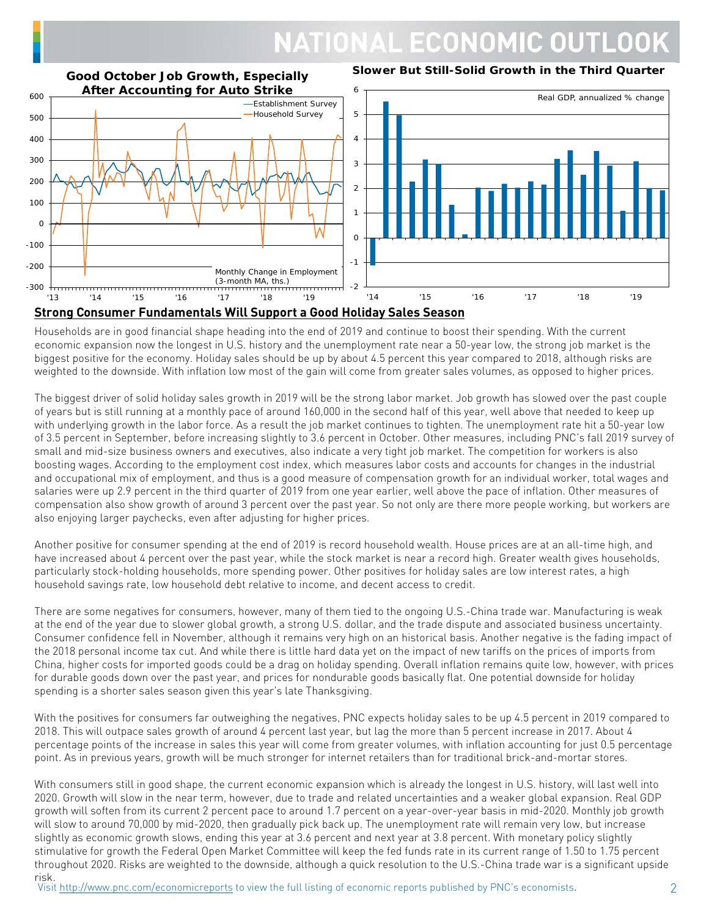**Good October Job Growth, Especially After Accounting for Auto Strike**

**Slower But Still-Solid Growth in the Third Quarter**

## Strong Consumer Fundamentals Will Support a Good Holiday Sales Season

Households are in good financial shape heading into the end of 2019 and continue to boost their spending. With the current economic expansion now the longest in U.S. history and the unemployment rate near a 50-year low, the strong job market is the biggest positive for the economy. Holiday sales should be up by about 4.5 percent this year compared to 2018, although risks are weighted to the downside. With inflation low most of the gain will come from greater sales volumes, as opposed to higher prices.

The biggest driver of solid holiday sales growth in 2019 will be the strong labor market. Job growth has slowed over the past couple of years but is still running at a monthly pace of around 160,000 in the second half of this year, well above that needed to keep up with underlying growth in the labor force. As a result the job market continues to tighten. The unemployment rate hit a 50-year low of 3.5 percent in September, before increasing slightly to 3.6 percent in October. Other measures, including PNC's fall 2019 survey of small and mid-size business owners and executives, also indicate a very tight job market. The competition for workers is also boosting wages. According to the employment cost index, which measures labor costs and accounts for changes in the industrial and occupational mix of employment, and thus is a good measure of compensation growth for an individual worker, total wages and salaries were up 2.9 percent in the third quarter of 2019 from one year earlier, well above the pace of inflation. Other measures of compensation also show growth of around 3 percent over the past year. So not only are there more people working, but workers are also enjoying larger paychecks, even after adjusting for higher prices.

Another positive for consumer spending at the end of 2019 is record household wealth. House prices are at an all-time high, and have increased about 4 percent over the past year, while the stock market is near a record high. Greater wealth gives households, particularly stock-holding households, more spending power. Other positives for holiday sales are low interest rates, a high household savings rate, low household debt relative to income, and decent access to credit.

There are some negatives for consumers, however, many of them tied to the ongoing U.S.-China trade war. Manufacturing is weak at the end of the year due to slower global growth, a strong U.S. dollar, and the trade dispute and associated business uncertainty. Consumer confidence fell in November, although it remains very high on an historical basis. Another negative is the fading impact of the 2018 personal income tax cut. And while there is little hard data yet on the impact of new tariffs on the prices of imports from China, higher costs for imported goods could be a drag on holiday spending. Overall inflation remains quite low, however, with prices for durable goods down over the past year, and prices for nondurable goods basically flat. One potential downside for holiday spending is a shorter sales season given this year's late Thanksgiving.

With the positives for consumers far outweighing the negatives, PNC expects holiday sales to be up 4.5 percent in 2019 compared to 2018. This will outpace sales growth of around 4 percent last year, but lag the more than 5 percent increase in 2017. About 4 percentage points of the increase in sales this year will come from greater volumes, with inflation accounting for just 0.5 percentage point. As in previous years, growth will be much stronger for internet retailers than for traditional brick-and-mortar stores.

With consumers still in good shape, the current economic expansion which is already the longest in U.S. history, will last well into 2020. Growth will slow in the near term, however, due to trade and related uncertainties and a weaker global expansion. Real GDP growth will soften from its current 2 percent pace to around 1.7 percent on a year-over-year basis in mid-2020. Monthly job growth will slow to around 70,000 by mid-2020, then gradually pick back up. The unemployment rate will remain very low, but increase slightly as economic growth slows, ending this year at 3.6 percent and next year at 3.8 percent. With monetary policy slightly stimulative for growth the Federal Open Market Committee will keep the fed funds rate in its current range of 1.50 to 1.75 percent throughout 2020. Risks are weighted to the downside, although a quick resolution to the U.S.-China trade war is a significant upside risk.

Visit http://www.pnc.com/economicreports to view the full listing of economic reports published by PNC's economists.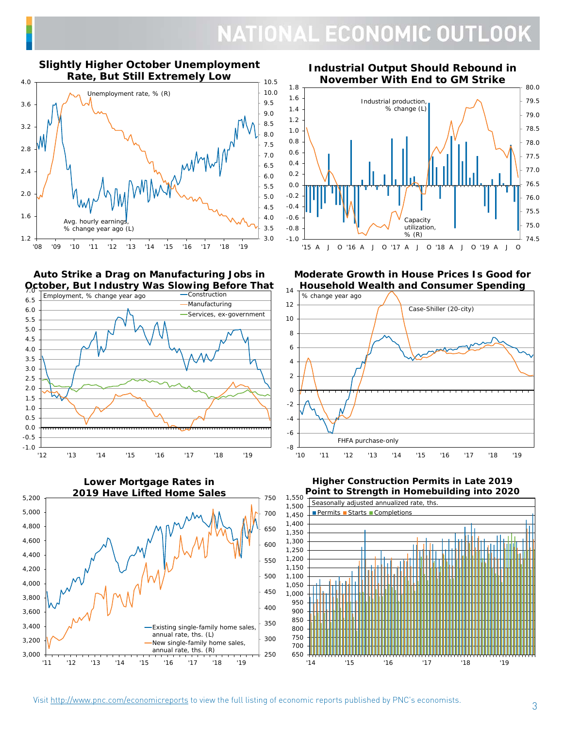# NATIONAL ECONOMIC OUTLOOK

### Slightly Higher October Unemployment Rate, But Still Extremely Low

Unemployment rate, % (R)

Avg. hourly earnings, % change year ago (L)

### Industrial Output Should Rebound in November With End to GM Strike

Industrial production, % change (L)

Capacity utilization, % (R)

### Auto Strike a Drag on Manufacturing Jobs in October, But Industry Was Slowing Before That

Employment, % change year ago

- Construction
- Manufacturing
- Services, ex-government

### Moderate Growth in House Prices Is Good for Household Wealth and Consumer Spending

% change year ago

Case-Shiller (20-city)

FHFA purchase-only

### Lower Mortgage Rates in 2019 Have Lifted Home Sales

Existing single-family home sales, annual rate, ths. (L)

New single-family home sales, annual rate, ths. (R)

### Higher Construction Permits in Late 2019 Point to Strength in Homebuilding into 2020

Seasonally adjusted annualized rate, ths.

- Permits
- Starts
- Completions

Visit http://www.pnc.com/economicreports to view the full listing of economic reports published by PNC's economists.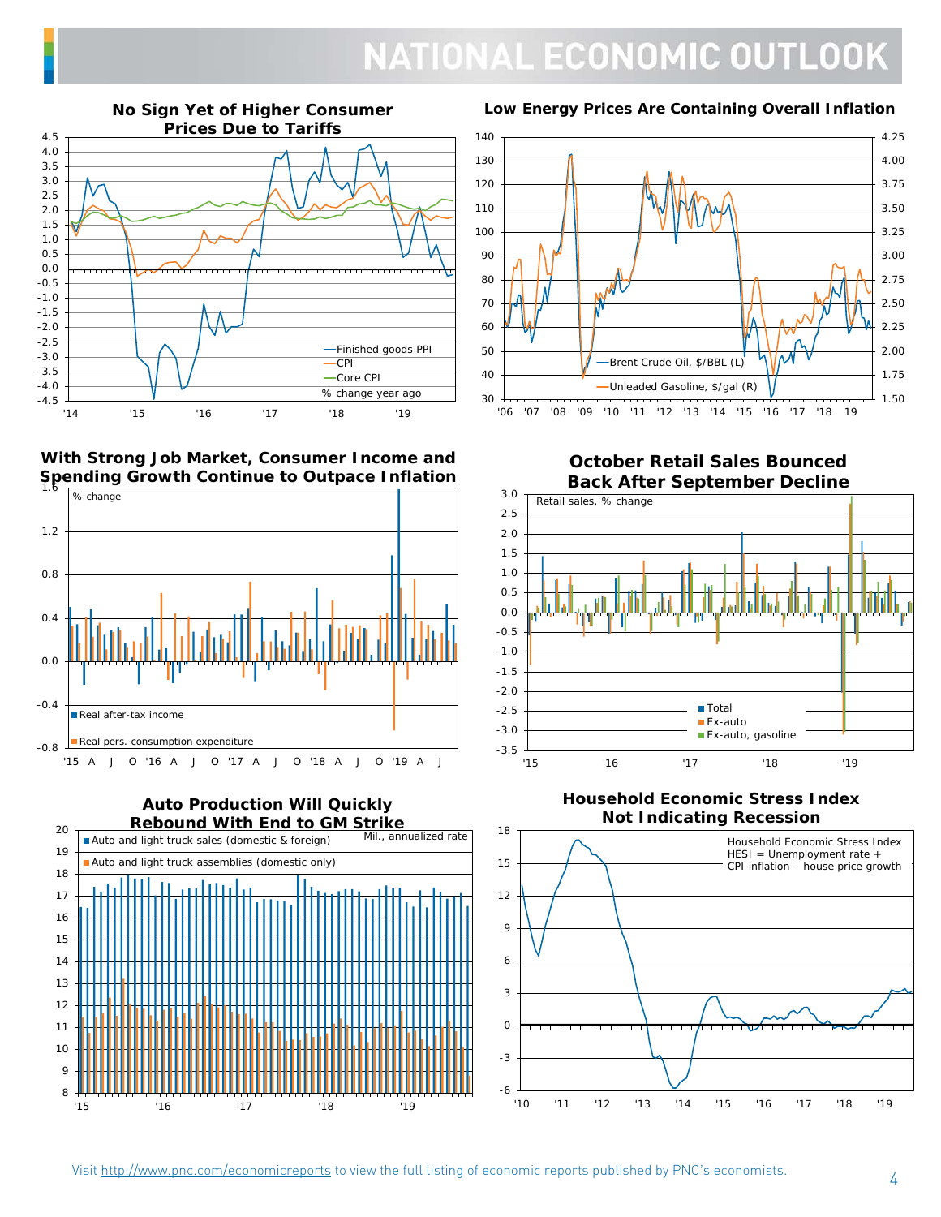# NATIONAL ECONOMIC OUTLOOK

### No Sign Yet of Higher Consumer Prices Due to Tariffs

Finished goods PPI
CPI
Core CPI
% change year ago

### Low Energy Prices Are Containing Overall Inflation

Brent Crude Oil, $/BBL (L)
Unleaded Gasoline, $/gal (R)

### With Strong Job Market, Consumer Income and Spending Growth Continue to Outpace Inflation

% change
Real after-tax income
Real pers. consumption expenditure

### October Retail Sales Bounced Back After September Decline

Retail sales, % change
Total
Ex-auto
Ex-auto, gasoline

### Auto Production Will Quickly Rebound With End to GM Strike

Mil., annualized rate
Auto and light truck sales (domestic & foreign)
Auto and light truck assemblies (domestic only)

### Household Economic Stress Index Not Indicating Recession

Household Economic Stress Index
HESI = Unemployment rate + CPI inflation – house price growth

Visit http://www.pnc.com/economicreports to view the full listing of economic reports published by PNC's economists.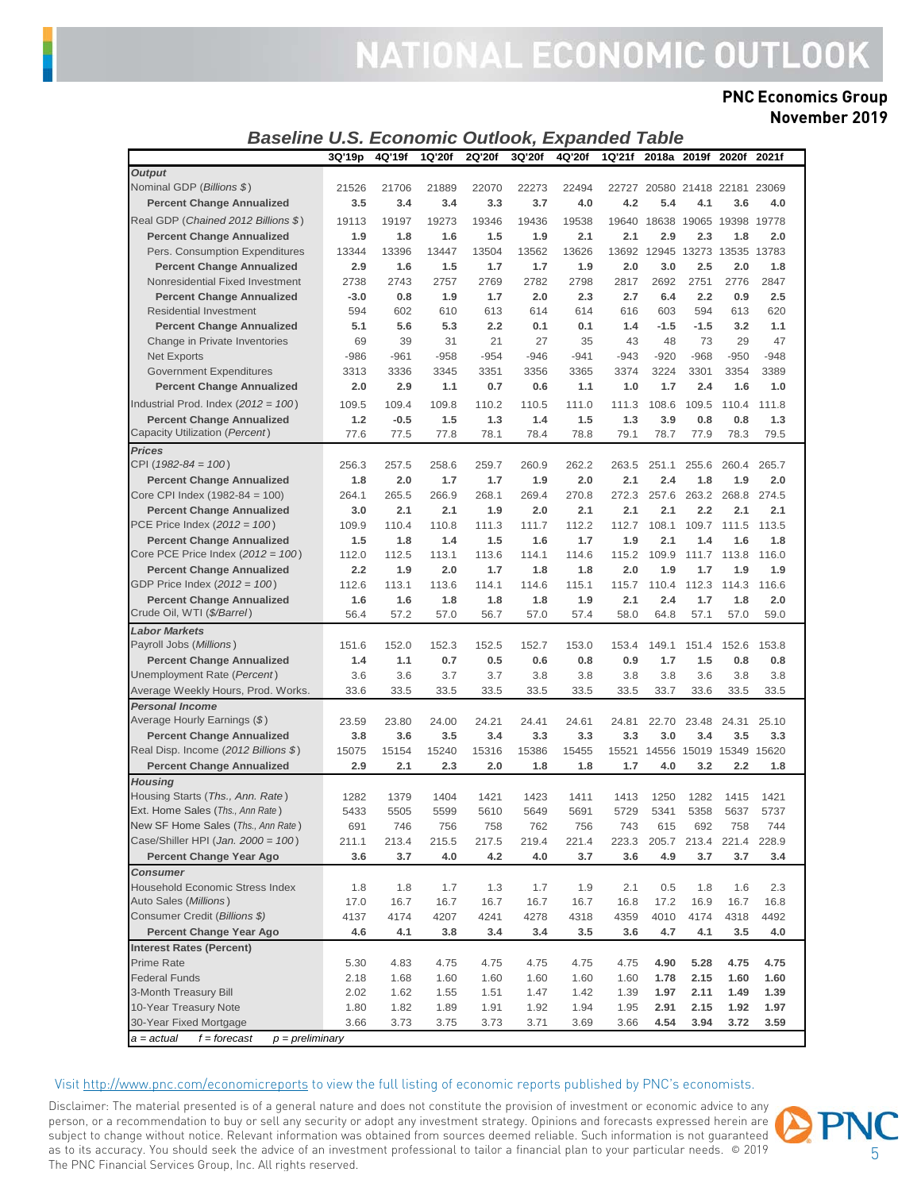# NATIONAL ECONOMIC OUTLOOK

**PNC Economics Group**
**November 2019**

## *Baseline U.S. Economic Outlook, Expanded Table*

| | 3Q'19p | 4Q'19f | 1Q'20f | 2Q'20f | 3Q'20f | 4Q'20f | 1Q'21f | 2018a | 2019f | 2020f | 2021f |
|---|---|---|---|---|---|---|---|---|---|---|---|
| ***Output*** | | | | | | | | | | | |
| Nominal GDP (*Billions $*) | 21526 | 21706 | 21889 | 22070 | 22273 | 22494 | 22727 | 20580 | 21418 | 22181 | 23069 |
| **Percent Change Annualized** | **3.5** | **3.4** | **3.4** | **3.3** | **3.7** | **4.0** | **4.2** | **5.4** | **4.1** | **3.6** | **4.0** |
| Real GDP (*Chained 2012 Billions $*) | 19113 | 19197 | 19273 | 19346 | 19436 | 19538 | 19640 | 18638 | 19065 | 19398 | 19778 |
| **Percent Change Annualized** | **1.9** | **1.8** | **1.6** | **1.5** | **1.9** | **2.1** | **2.1** | **2.9** | **2.3** | **1.8** | **2.0** |
| Pers. Consumption Expenditures | 13344 | 13396 | 13447 | 13504 | 13562 | 13626 | 13692 | 12945 | 13273 | 13535 | 13783 |
| **Percent Change Annualized** | **2.9** | **1.6** | **1.5** | **1.7** | **1.7** | **1.9** | **2.0** | **3.0** | **2.5** | **2.0** | **1.8** |
| Nonresidential Fixed Investment | 2738 | 2743 | 2757 | 2769 | 2782 | 2798 | 2817 | 2692 | 2751 | 2776 | 2847 |
| **Percent Change Annualized** | **-3.0** | **0.8** | **1.9** | **1.7** | **2.0** | **2.3** | **2.7** | **6.4** | **2.2** | **0.9** | **2.5** |
| Residential Investment | 594 | 602 | 610 | 613 | 614 | 614 | 616 | 603 | 594 | 613 | 620 |
| **Percent Change Annualized** | **5.1** | **5.6** | **5.3** | **2.2** | **0.1** | **0.1** | **1.4** | **-1.5** | **-1.5** | **3.2** | **1.1** |
| Change in Private Inventories | 69 | 39 | 31 | 21 | 27 | 35 | 43 | 48 | 73 | 29 | 47 |
| Net Exports | -986 | -961 | -958 | -954 | -946 | -941 | -943 | -920 | -968 | -950 | -948 |
| Government Expenditures | 3313 | 3336 | 3345 | 3351 | 3356 | 3365 | 3374 | 3224 | 3301 | 3354 | 3389 |
| **Percent Change Annualized** | **2.0** | **2.9** | **1.1** | **0.7** | **0.6** | **1.1** | **1.0** | **1.7** | **2.4** | **1.6** | **1.0** |
| Industrial Prod. Index (*2012 = 100*) | 109.5 | 109.4 | 109.8 | 110.2 | 110.5 | 111.0 | 111.3 | 108.6 | 109.5 | 110.4 | 111.8 |
| **Percent Change Annualized** | **1.2** | **-0.5** | **1.5** | **1.3** | **1.4** | **1.5** | **1.3** | **3.9** | **0.8** | **0.8** | **1.3** |
| Capacity Utilization (*Percent*) | 77.6 | 77.5 | 77.8 | 78.1 | 78.4 | 78.8 | 79.1 | 78.7 | 77.9 | 78.3 | 79.5 |
| ***Prices*** | | | | | | | | | | | |
| CPI (*1982-84 = 100*) | 256.3 | 257.5 | 258.6 | 259.7 | 260.9 | 262.2 | 263.5 | 251.1 | 255.6 | 260.4 | 265.7 |
| **Percent Change Annualized** | **1.8** | **2.0** | **1.7** | **1.7** | **1.9** | **2.0** | **2.1** | **2.4** | **1.8** | **1.9** | **2.0** |
| Core CPI Index (1982-84 = 100) | 264.1 | 265.5 | 266.9 | 268.1 | 269.4 | 270.8 | 272.3 | 257.6 | 263.2 | 268.8 | 274.5 |
| **Percent Change Annualized** | **3.0** | **2.1** | **2.1** | **1.9** | **2.0** | **2.1** | **2.1** | **2.1** | **2.2** | **2.1** | **2.1** |
| PCE Price Index (*2012 = 100*) | 109.9 | 110.4 | 110.8 | 111.3 | 111.7 | 112.2 | 112.7 | 108.1 | 109.7 | 111.5 | 113.5 |
| **Percent Change Annualized** | **1.5** | **1.8** | **1.4** | **1.5** | **1.6** | **1.7** | **1.9** | **2.1** | **1.4** | **1.6** | **1.8** |
| Core PCE Price Index (*2012 = 100*) | 112.0 | 112.5 | 113.1 | 113.6 | 114.1 | 114.6 | 115.2 | 109.9 | 111.7 | 113.8 | 116.0 |
| **Percent Change Annualized** | **2.2** | **1.9** | **2.0** | **1.7** | **1.8** | **1.8** | **2.0** | **1.9** | **1.7** | **1.9** | **1.9** |
| GDP Price Index (*2012 = 100*) | 112.6 | 113.1 | 113.6 | 114.1 | 114.6 | 115.1 | 115.7 | 110.4 | 112.3 | 114.3 | 116.6 |
| **Percent Change Annualized** | **1.6** | **1.6** | **1.8** | **1.8** | **1.8** | **1.9** | **2.1** | **2.4** | **1.7** | **1.8** | **2.0** |
| Crude Oil, WTI (*$/Barrel*) | 56.4 | 57.2 | 57.0 | 56.7 | 57.0 | 57.4 | 58.0 | 64.8 | 57.1 | 57.0 | 59.0 |
| ***Labor Markets*** | | | | | | | | | | | |
| Payroll Jobs (*Millions*) | 151.6 | 152.0 | 152.3 | 152.5 | 152.7 | 153.0 | 153.4 | 149.1 | 151.4 | 152.6 | 153.8 |
| **Percent Change Annualized** | **1.4** | **1.1** | **0.7** | **0.5** | **0.6** | **0.8** | **0.9** | **1.7** | **1.5** | **0.8** | **0.8** |
| Unemployment Rate (*Percent*) | 3.6 | 3.6 | 3.7 | 3.7 | 3.8 | 3.8 | 3.8 | 3.8 | 3.6 | 3.8 | 3.8 |
| Average Weekly Hours, Prod. Works. | 33.6 | 33.5 | 33.5 | 33.5 | 33.5 | 33.5 | 33.5 | 33.7 | 33.6 | 33.5 | 33.5 |
| ***Personal Income*** | | | | | | | | | | | |
| Average Hourly Earnings (*$*) | 23.59 | 23.80 | 24.00 | 24.21 | 24.41 | 24.61 | 24.81 | 22.70 | 23.48 | 24.31 | 25.10 |
| **Percent Change Annualized** | **3.8** | **3.6** | **3.5** | **3.4** | **3.3** | **3.3** | **3.3** | **3.0** | **3.4** | **3.5** | **3.3** |
| Real Disp. Income (*2012 Billions $*) | 15075 | 15154 | 15240 | 15316 | 15386 | 15455 | 15521 | 14556 | 15019 | 15349 | 15620 |
| **Percent Change Annualized** | **2.9** | **2.1** | **2.3** | **2.0** | **1.8** | **1.8** | **1.7** | **4.0** | **3.2** | **2.2** | **1.8** |
| ***Housing*** | | | | | | | | | | | |
| Housing Starts (*Ths., Ann. Rate*) | 1282 | 1379 | 1404 | 1421 | 1423 | 1411 | 1413 | 1250 | 1282 | 1415 | 1421 |
| Ext. Home Sales (*Ths., Ann Rate*) | 5433 | 5505 | 5599 | 5610 | 5649 | 5691 | 5729 | 5341 | 5358 | 5637 | 5737 |
| New SF Home Sales (*Ths., Ann Rate*) | 691 | 746 | 756 | 758 | 762 | 756 | 743 | 615 | 692 | 758 | 744 |
| Case/Shiller HPI (*Jan. 2000 = 100*) | 211.1 | 213.4 | 215.5 | 217.5 | 219.4 | 221.4 | 223.3 | 205.7 | 213.4 | 221.4 | 228.9 |
| **Percent Change Year Ago** | **3.6** | **3.7** | **4.0** | **4.2** | **4.0** | **3.7** | **3.6** | **4.9** | **3.7** | **3.7** | **3.4** |
| ***Consumer*** | | | | | | | | | | | |
| Household Economic Stress Index | 1.8 | 1.8 | 1.7 | 1.3 | 1.7 | 1.9 | 2.1 | 0.5 | 1.8 | 1.6 | 2.3 |
| Auto Sales (*Millions*) | 17.0 | 16.7 | 16.7 | 16.7 | 16.7 | 16.7 | 16.8 | 17.2 | 16.9 | 16.7 | 16.8 |
| Consumer Credit (*Billions $*) | 4137 | 4174 | 4207 | 4241 | 4278 | 4318 | 4359 | 4010 | 4174 | 4318 | 4492 |
| **Percent Change Year Ago** | **4.6** | **4.1** | **3.8** | **3.4** | **3.4** | **3.5** | **3.6** | **4.7** | **4.1** | **3.5** | **4.0** |
| **Interest Rates (Percent)** | | | | | | | | | | | |
| Prime Rate | 5.30 | 4.83 | 4.75 | 4.75 | 4.75 | 4.75 | 4.75 | **4.90** | **5.28** | **4.75** | **4.75** |
| Federal Funds | 2.18 | 1.68 | 1.60 | 1.60 | 1.60 | 1.60 | 1.60 | **1.78** | **2.15** | **1.60** | **1.60** |
| 3-Month Treasury Bill | 2.02 | 1.62 | 1.55 | 1.51 | 1.47 | 1.42 | 1.39 | **1.97** | **2.11** | **1.49** | **1.39** |
| 10-Year Treasury Note | 1.80 | 1.82 | 1.89 | 1.91 | 1.92 | 1.94 | 1.95 | **2.91** | **2.15** | **1.92** | **1.97** |
| 30-Year Fixed Mortgage | 3.66 | 3.73 | 3.75 | 3.73 | 3.71 | 3.69 | 3.66 | **4.54** | **3.94** | **3.72** | **3.59** |

*a = actual     f = forecast     p = preliminary*

Visit http://www.pnc.com/economicreports to view the full listing of economic reports published by PNC's economists.

Disclaimer: The material presented is of a general nature and does not constitute the provision of investment or economic advice to any person, or a recommendation to buy or sell any security or adopt any investment strategy. Opinions and forecasts expressed herein are subject to change without notice. Relevant information was obtained from sources deemed reliable. Such information is not guaranteed as to its accuracy. You should seek the advice of an investment professional to tailor a financial plan to your particular needs. © 2019 The PNC Financial Services Group, Inc. All rights reserved.

PNC